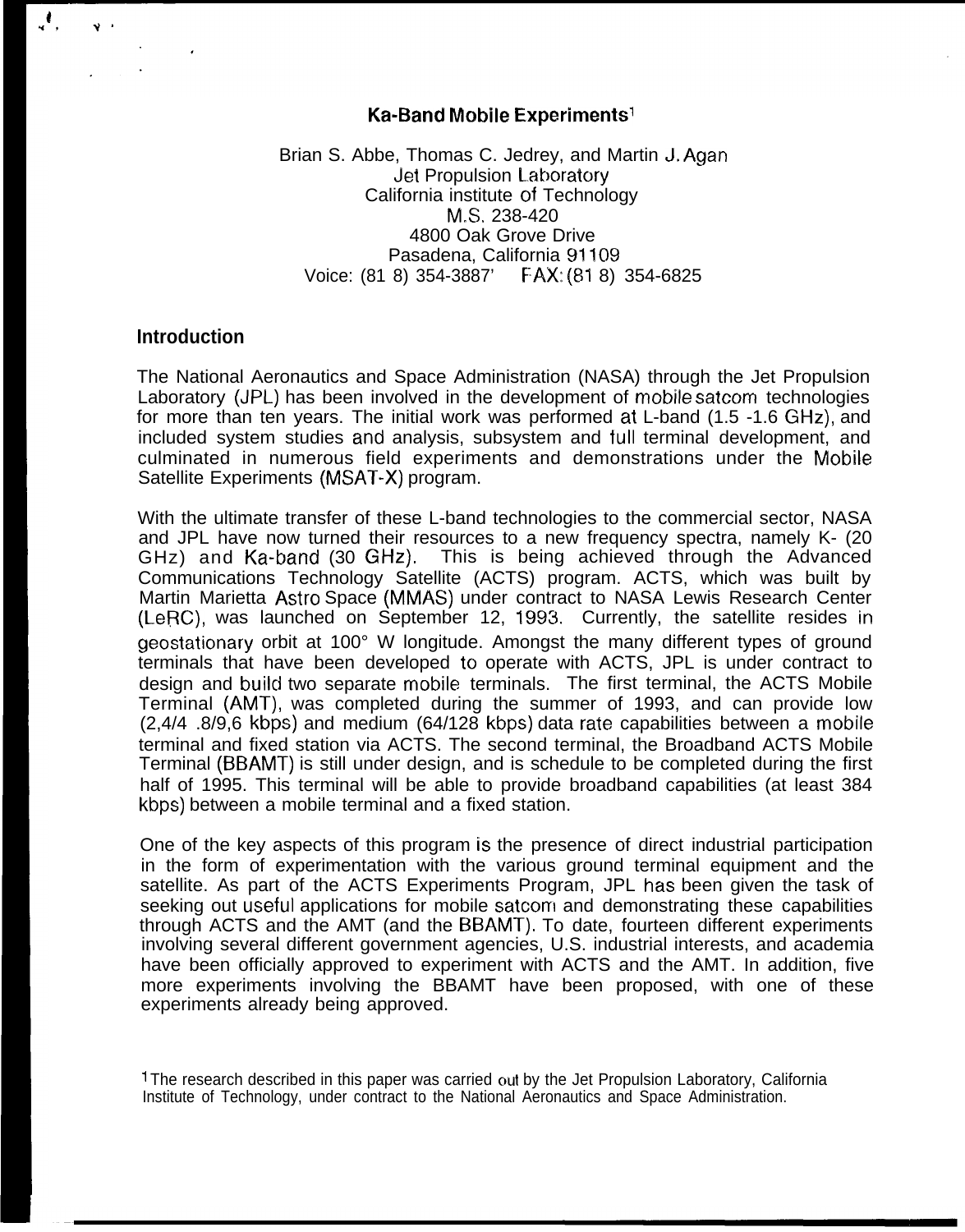# Ka-Band Mobile Experiments[1]

Brian S. Abbe, Thomas C. Jedrey, and Martin J. Agan
Jet Propulsion Laboratory
California institute of Technology
M.S. 238-420
4800 Oak Grove Drive
Pasadena, California 91109
Voice: (81 8) 354-3887' FAX: (81 8) 354-6825

## Introduction

The National Aeronautics and Space Administration (NASA) through the Jet Propulsion Laboratory (JPL) has been involved in the development of mobile satcom technologies for more than ten years. The initial work was performed at L-band (1.5 -1.6 GHz), and included system studies and analysis, subsystem and full terminal development, and culminated in numerous field experiments and demonstrations under the Mobile Satellite Experiments (MSAT-X) program.

With the ultimate transfer of these L-band technologies to the commercial sector, NASA and JPL have now turned their resources to a new frequency spectra, namely K- (20 GHz) and Ka-band (30 GHz). This is being achieved through the Advanced Communications Technology Satellite (ACTS) program. ACTS, which was built by Martin Marietta Astro Space (MMAS) under contract to NASA Lewis Research Center (LeRC), was launched on September 12, 1993. Currently, the satellite resides in geostationary orbit at 100° W longitude. Amongst the many different types of ground terminals that have been developed to operate with ACTS, JPL is under contract to design and build two separate mobile terminals. The first terminal, the ACTS Mobile Terminal (AMT), was completed during the summer of 1993, and can provide low (2,4/4 .8/9,6 kbps) and medium (64/128 kbps) data rate capabilities between a mobile terminal and fixed station via ACTS. The second terminal, the Broadband ACTS Mobile Terminal (BBAMT) is still under design, and is schedule to be completed during the first half of 1995. This terminal will be able to provide broadband capabilities (at least 384 kbps) between a mobile terminal and a fixed station.

One of the key aspects of this program is the presence of direct industrial participation in the form of experimentation with the various ground terminal equipment and the satellite. As part of the ACTS Experiments Program, JPL has been given the task of seeking out useful applications for mobile satcom and demonstrating these capabilities through ACTS and the AMT (and the BBAMT). To date, fourteen different experiments involving several different government agencies, U.S. industrial interests, and academia have been officially approved to experiment with ACTS and the AMT. In addition, five more experiments involving the BBAMT have been proposed, with one of these experiments already being approved.

[1] The research described in this paper was carried out by the Jet Propulsion Laboratory, California Institute of Technology, under contract to the National Aeronautics and Space Administration.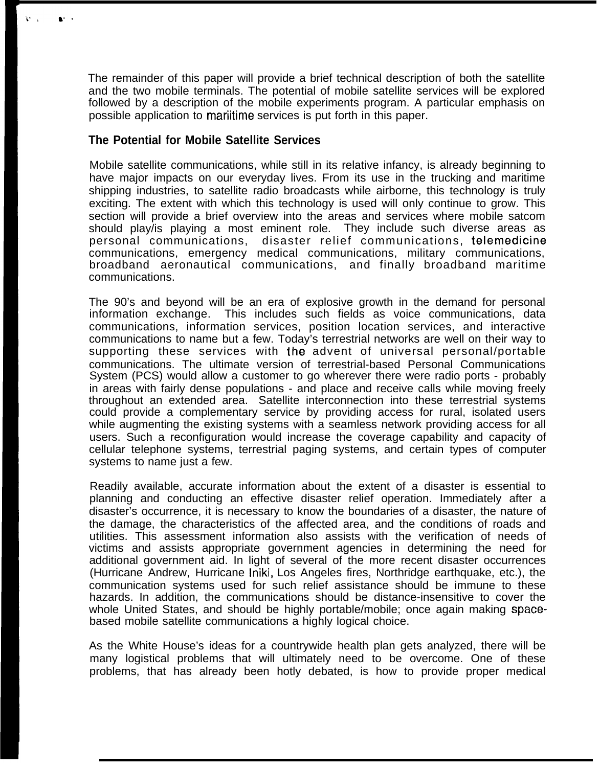The remainder of this paper will provide a brief technical description of both the satellite and the two mobile terminals. The potential of mobile satellite services will be explored followed by a description of the mobile experiments program. A particular emphasis on possible application to mariitime services is put forth in this paper.

## The Potential for Mobile Satellite Services

Mobile satellite communications, while still in its relative infancy, is already beginning to have major impacts on our everyday lives. From its use in the trucking and maritime shipping industries, to satellite radio broadcasts while airborne, this technology is truly exciting. The extent with which this technology is used will only continue to grow. This section will provide a brief overview into the areas and services where mobile satcom should play/is playing a most eminent role. They include such diverse areas as personal communications, disaster relief communications, telemedicine communications, emergency medical communications, military communications, broadband aeronautical communications, and finally broadband maritime communications.

The 90's and beyond will be an era of explosive growth in the demand for personal information exchange. This includes such fields as voice communications, data communications, information services, position location services, and interactive communications to name but a few. Today's terrestrial networks are well on their way to supporting these services with the advent of universal personal/portable communications. The ultimate version of terrestrial-based Personal Communications System (PCS) would allow a customer to go wherever there were radio ports - probably in areas with fairly dense populations - and place and receive calls while moving freely throughout an extended area. Satellite interconnection into these terrestrial systems could provide a complementary service by providing access for rural, isolated users while augmenting the existing systems with a seamless network providing access for all users. Such a reconfiguration would increase the coverage capability and capacity of cellular telephone systems, terrestrial paging systems, and certain types of computer systems to name just a few.

Readily available, accurate information about the extent of a disaster is essential to planning and conducting an effective disaster relief operation. Immediately after a disaster's occurrence, it is necessary to know the boundaries of a disaster, the nature of the damage, the characteristics of the affected area, and the conditions of roads and utilities. This assessment information also assists with the verification of needs of victims and assists appropriate government agencies in determining the need for additional government aid. In light of several of the more recent disaster occurrences (Hurricane Andrew, Hurricane Iniki, Los Angeles fires, Northridge earthquake, etc.), the communication systems used for such relief assistance should be immune to these hazards. In addition, the communications should be distance-insensitive to cover the whole United States, and should be highly portable/mobile; once again making space-based mobile satellite communications a highly logical choice.

As the White House's ideas for a countrywide health plan gets analyzed, there will be many logistical problems that will ultimately need to be overcome. One of these problems, that has already been hotly debated, is how to provide proper medical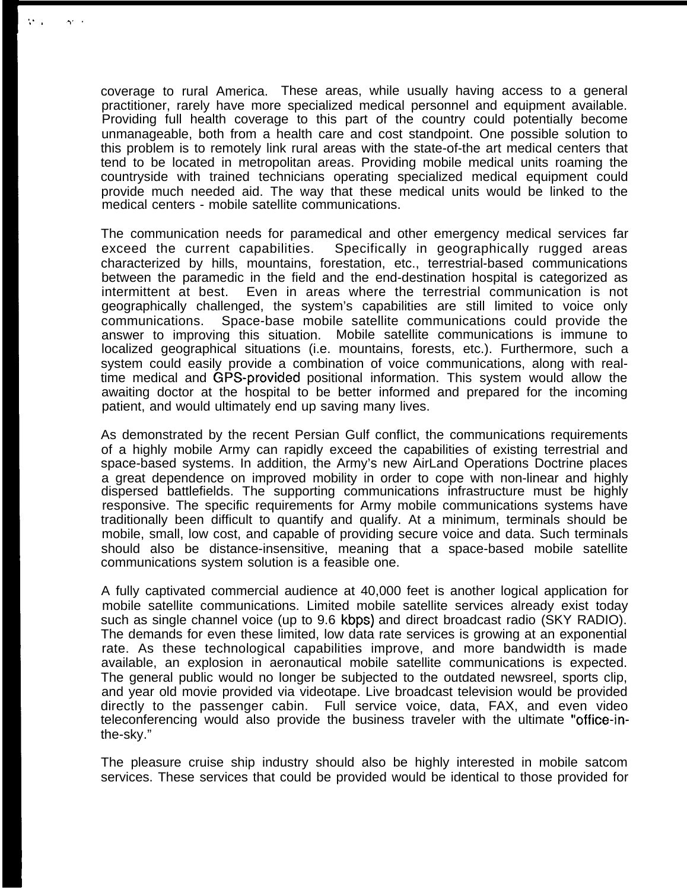coverage to rural America. These areas, while usually having access to a general practitioner, rarely have more specialized medical personnel and equipment available. Providing full health coverage to this part of the country could potentially become unmanageable, both from a health care and cost standpoint. One possible solution to this problem is to remotely link rural areas with the state-of-the art medical centers that tend to be located in metropolitan areas. Providing mobile medical units roaming the countryside with trained technicians operating specialized medical equipment could provide much needed aid. The way that these medical units would be linked to the medical centers - mobile satellite communications.

The communication needs for paramedical and other emergency medical services far exceed the current capabilities. Specifically in geographically rugged areas characterized by hills, mountains, forestation, etc., terrestrial-based communications between the paramedic in the field and the end-destination hospital is categorized as intermittent at best. Even in areas where the terrestrial communication is not geographically challenged, the system's capabilities are still limited to voice only communications. Space-base mobile satellite communications could provide the answer to improving this situation. Mobile satellite communications is immune to localized geographical situations (i.e. mountains, forests, etc.). Furthermore, such a system could easily provide a combination of voice communications, along with real-time medical and GPS-provided positional information. This system would allow the awaiting doctor at the hospital to be better informed and prepared for the incoming patient, and would ultimately end up saving many lives.

As demonstrated by the recent Persian Gulf conflict, the communications requirements of a highly mobile Army can rapidly exceed the capabilities of existing terrestrial and space-based systems. In addition, the Army's new AirLand Operations Doctrine places a great dependence on improved mobility in order to cope with non-linear and highly dispersed battlefields. The supporting communications infrastructure must be highly responsive. The specific requirements for Army mobile communications systems have traditionally been difficult to quantify and qualify. At a minimum, terminals should be mobile, small, low cost, and capable of providing secure voice and data. Such terminals should also be distance-insensitive, meaning that a space-based mobile satellite communications system solution is a feasible one.

A fully captivated commercial audience at 40,000 feet is another logical application for mobile satellite communications. Limited mobile satellite services already exist today such as single channel voice (up to 9.6 kbps) and direct broadcast radio (SKY RADIO). The demands for even these limited, low data rate services is growing at an exponential rate. As these technological capabilities improve, and more bandwidth is made available, an explosion in aeronautical mobile satellite communications is expected. The general public would no longer be subjected to the outdated newsreel, sports clip, and year old movie provided via videotape. Live broadcast television would be provided directly to the passenger cabin. Full service voice, data, FAX, and even video teleconferencing would also provide the business traveler with the ultimate "office-in-the-sky."

The pleasure cruise ship industry should also be highly interested in mobile satcom services. These services that could be provided would be identical to those provided for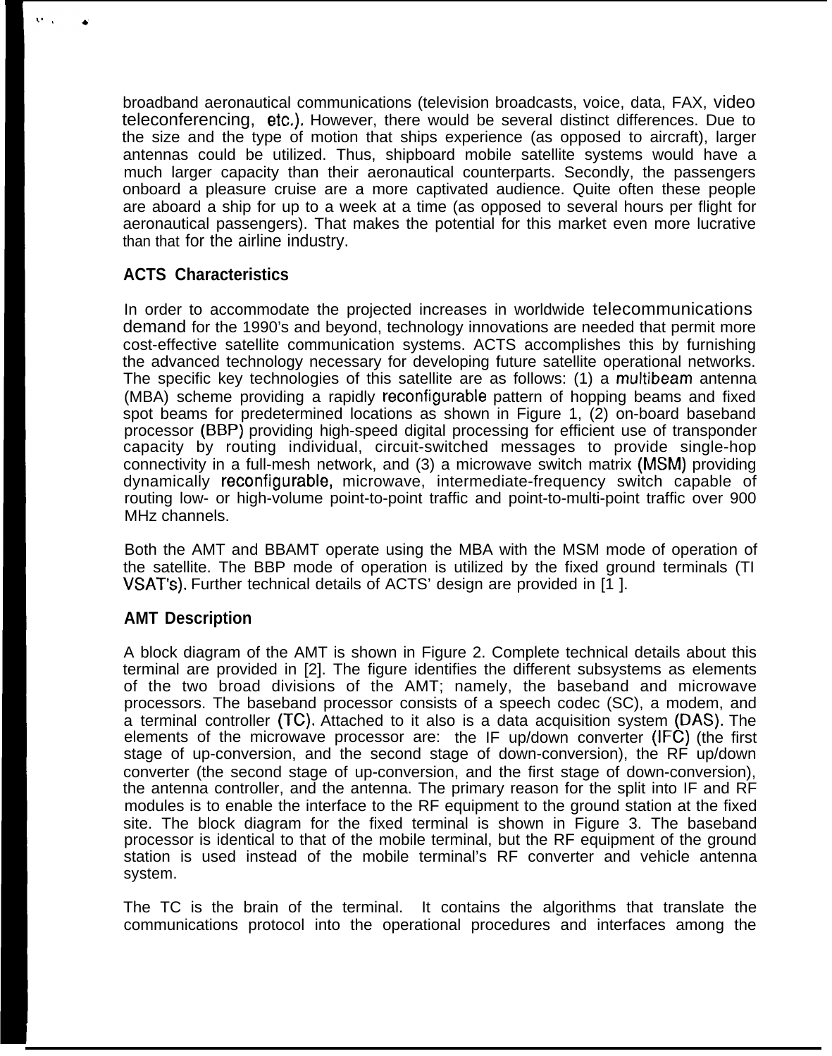broadband aeronautical communications (television broadcasts, voice, data, FAX, video teleconferencing, etc.). However, there would be several distinct differences. Due to the size and the type of motion that ships experience (as opposed to aircraft), larger antennas could be utilized. Thus, shipboard mobile satellite systems would have a much larger capacity than their aeronautical counterparts. Secondly, the passengers onboard a pleasure cruise are a more captivated audience. Quite often these people are aboard a ship for up to a week at a time (as opposed to several hours per flight for aeronautical passengers). That makes the potential for this market even more lucrative than that for the airline industry.

## ACTS Characteristics

In order to accommodate the projected increases in worldwide telecommunications demand for the 1990's and beyond, technology innovations are needed that permit more cost-effective satellite communication systems. ACTS accomplishes this by furnishing the advanced technology necessary for developing future satellite operational networks. The specific key technologies of this satellite are as follows: (1) a multibeam antenna (MBA) scheme providing a rapidly reconfigurable pattern of hopping beams and fixed spot beams for predetermined locations as shown in Figure 1, (2) on-board baseband processor (BBP) providing high-speed digital processing for efficient use of transponder capacity by routing individual, circuit-switched messages to provide single-hop connectivity in a full-mesh network, and (3) a microwave switch matrix (MSM) providing dynamically reconfigurable, microwave, intermediate-frequency switch capable of routing low- or high-volume point-to-point traffic and point-to-multi-point traffic over 900 MHz channels.

Both the AMT and BBAMT operate using the MBA with the MSM mode of operation of the satellite. The BBP mode of operation is utilized by the fixed ground terminals (TI VSAT's). Further technical details of ACTS' design are provided in [1 ].

## AMT Description

A block diagram of the AMT is shown in Figure 2. Complete technical details about this terminal are provided in [2]. The figure identifies the different subsystems as elements of the two broad divisions of the AMT; namely, the baseband and microwave processors. The baseband processor consists of a speech codec (SC), a modem, and a terminal controller (TC). Attached to it also is a data acquisition system (DAS). The elements of the microwave processor are: the IF up/down converter (IFC) (the first stage of up-conversion, and the second stage of down-conversion), the RF up/down converter (the second stage of up-conversion, and the first stage of down-conversion), the antenna controller, and the antenna. The primary reason for the split into IF and RF modules is to enable the interface to the RF equipment to the ground station at the fixed site. The block diagram for the fixed terminal is shown in Figure 3. The baseband processor is identical to that of the mobile terminal, but the RF equipment of the ground station is used instead of the mobile terminal's RF converter and vehicle antenna system.

The TC is the brain of the terminal. It contains the algorithms that translate the communications protocol into the operational procedures and interfaces among the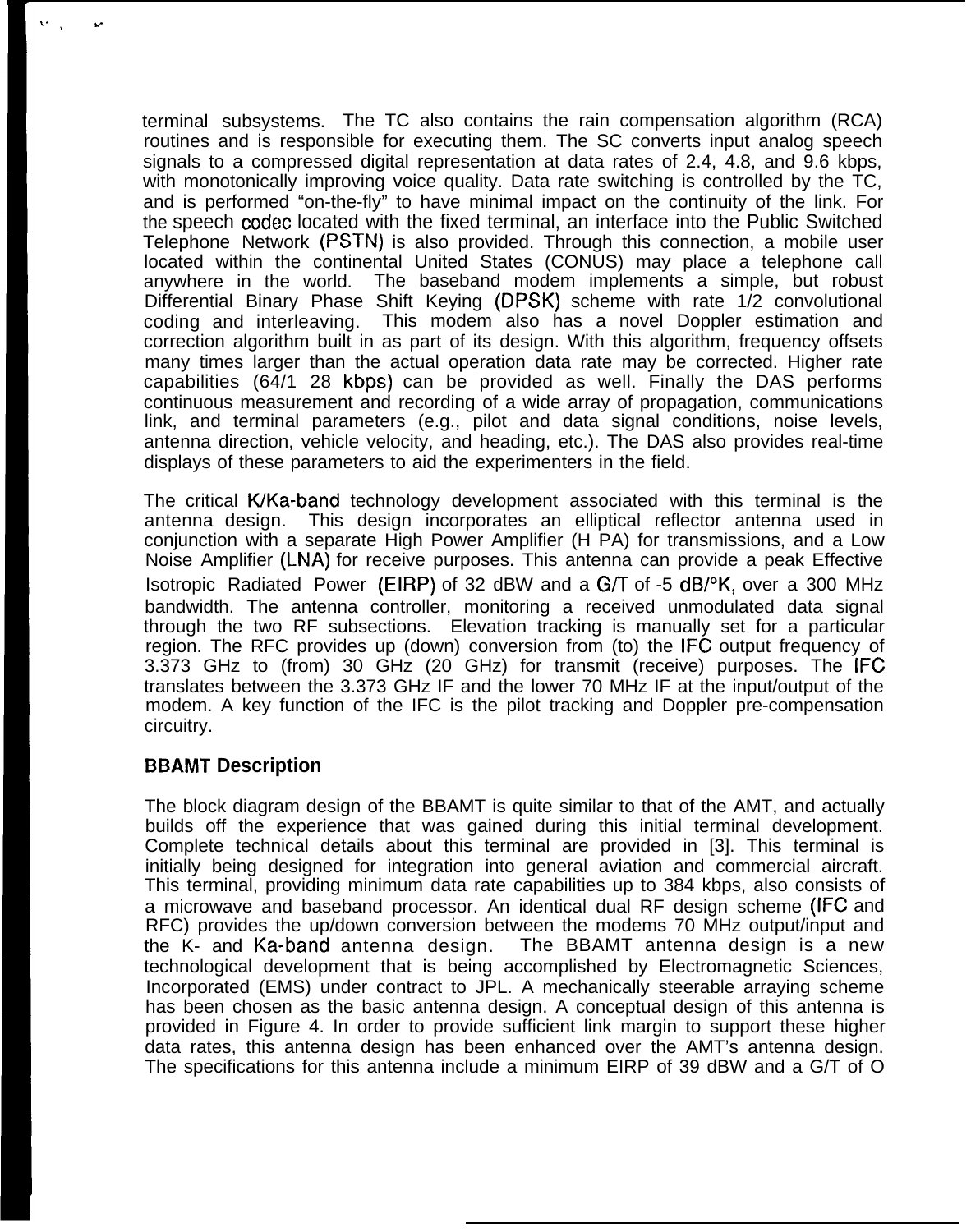terminal subsystems. The TC also contains the rain compensation algorithm (RCA) routines and is responsible for executing them. The SC converts input analog speech signals to a compressed digital representation at data rates of 2.4, 4.8, and 9.6 kbps, with monotonically improving voice quality. Data rate switching is controlled by the TC, and is performed "on-the-fly" to have minimal impact on the continuity of the link. For the speech codec located with the fixed terminal, an interface into the Public Switched Telephone Network (PSTN) is also provided. Through this connection, a mobile user located within the continental United States (CONUS) may place a telephone call anywhere in the world. The baseband modem implements a simple, but robust Differential Binary Phase Shift Keying (DPSK) scheme with rate 1/2 convolutional coding and interleaving. This modem also has a novel Doppler estimation and correction algorithm built in as part of its design. With this algorithm, frequency offsets many times larger than the actual operation data rate may be corrected. Higher rate capabilities (64/1 28 kbps) can be provided as well. Finally the DAS performs continuous measurement and recording of a wide array of propagation, communications link, and terminal parameters (e.g., pilot and data signal conditions, noise levels, antenna direction, vehicle velocity, and heading, etc.). The DAS also provides real-time displays of these parameters to aid the experimenters in the field.

The critical K/Ka-band technology development associated with this terminal is the antenna design. This design incorporates an elliptical reflector antenna used in conjunction with a separate High Power Amplifier (H PA) for transmissions, and a Low Noise Amplifier (LNA) for receive purposes. This antenna can provide a peak Effective Isotropic Radiated Power (EIRP) of 32 dBW and a G/T of -5 dB/°K, over a 300 MHz bandwidth. The antenna controller, monitoring a received unmodulated data signal through the two RF subsections. Elevation tracking is manually set for a particular region. The RFC provides up (down) conversion from (to) the IFC output frequency of 3.373 GHz to (from) 30 GHz (20 GHz) for transmit (receive) purposes. The IFC translates between the 3.373 GHz IF and the lower 70 MHz IF at the input/output of the modem. A key function of the IFC is the pilot tracking and Doppler pre-compensation circuitry.

**BBAMT Description**

The block diagram design of the BBAMT is quite similar to that of the AMT, and actually builds off the experience that was gained during this initial terminal development. Complete technical details about this terminal are provided in [3]. This terminal is initially being designed for integration into general aviation and commercial aircraft. This terminal, providing minimum data rate capabilities up to 384 kbps, also consists of a microwave and baseband processor. An identical dual RF design scheme (IFC and RFC) provides the up/down conversion between the modems 70 MHz output/input and the K- and Ka-band antenna design. The BBAMT antenna design is a new technological development that is being accomplished by Electromagnetic Sciences, Incorporated (EMS) under contract to JPL. A mechanically steerable arraying scheme has been chosen as the basic antenna design. A conceptual design of this antenna is provided in Figure 4. In order to provide sufficient link margin to support these higher data rates, this antenna design has been enhanced over the AMT's antenna design. The specifications for this antenna include a minimum EIRP of 39 dBW and a G/T of O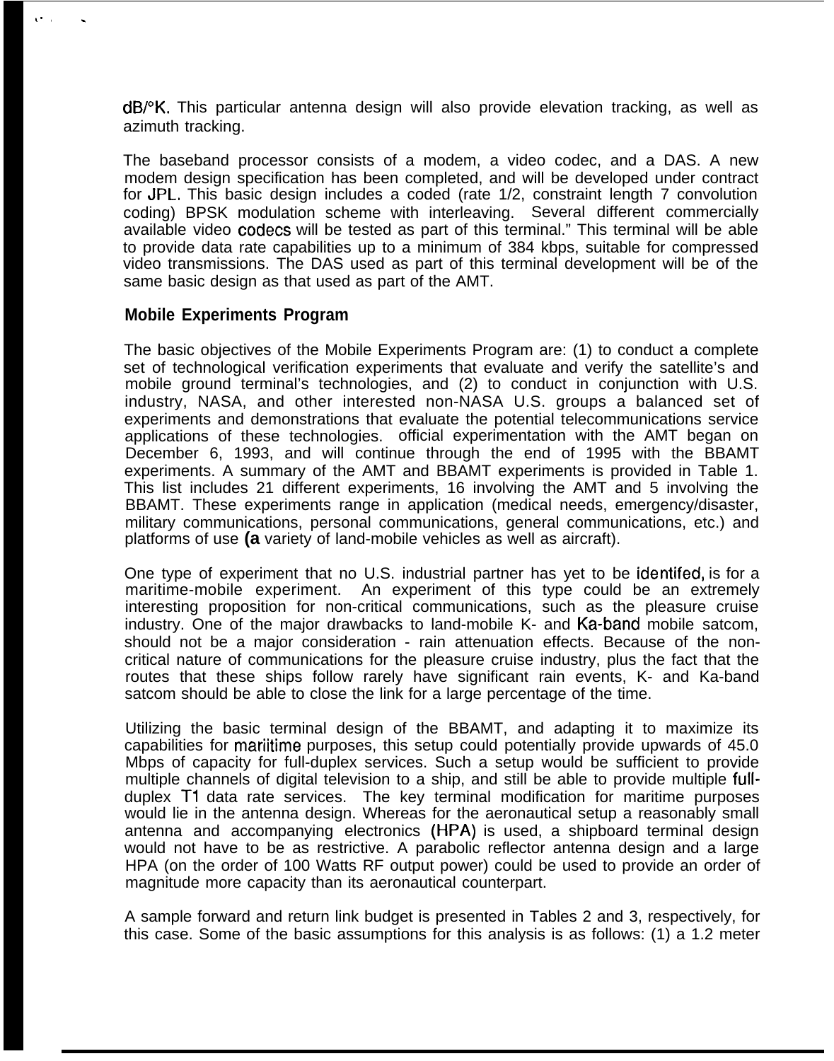dB/°K. This particular antenna design will also provide elevation tracking, as well as azimuth tracking.

The baseband processor consists of a modem, a video codec, and a DAS. A new modem design specification has been completed, and will be developed under contract for JPL. This basic design includes a coded (rate 1/2, constraint length 7 convolution coding) BPSK modulation scheme with interleaving. Several different commercially available video codecs will be tested as part of this terminal." This terminal will be able to provide data rate capabilities up to a minimum of 384 kbps, suitable for compressed video transmissions. The DAS used as part of this terminal development will be of the same basic design as that used as part of the AMT.

### Mobile Experiments Program

The basic objectives of the Mobile Experiments Program are: (1) to conduct a complete set of technological verification experiments that evaluate and verify the satellite's and mobile ground terminal's technologies, and (2) to conduct in conjunction with U.S. industry, NASA, and other interested non-NASA U.S. groups a balanced set of experiments and demonstrations that evaluate the potential telecommunications service applications of these technologies. official experimentation with the AMT began on December 6, 1993, and will continue through the end of 1995 with the BBAMT experiments. A summary of the AMT and BBAMT experiments is provided in Table 1. This list includes 21 different experiments, 16 involving the AMT and 5 involving the BBAMT. These experiments range in application (medical needs, emergency/disaster, military communications, personal communications, general communications, etc.) and platforms of use (a variety of land-mobile vehicles as well as aircraft).

One type of experiment that no U.S. industrial partner has yet to be identifed, is for a maritime-mobile experiment. An experiment of this type could be an extremely interesting proposition for non-critical communications, such as the pleasure cruise industry. One of the major drawbacks to land-mobile K- and Ka-band mobile satcom, should not be a major consideration - rain attenuation effects. Because of the non-critical nature of communications for the pleasure cruise industry, plus the fact that the routes that these ships follow rarely have significant rain events, K- and Ka-band satcom should be able to close the link for a large percentage of the time.

Utilizing the basic terminal design of the BBAMT, and adapting it to maximize its capabilities for mariitime purposes, this setup could potentially provide upwards of 45.0 Mbps of capacity for full-duplex services. Such a setup would be sufficient to provide multiple channels of digital television to a ship, and still be able to provide multiple full-duplex T1 data rate services. The key terminal modification for maritime purposes would lie in the antenna design. Whereas for the aeronautical setup a reasonably small antenna and accompanying electronics (HPA) is used, a shipboard terminal design would not have to be as restrictive. A parabolic reflector antenna design and a large HPA (on the order of 100 Watts RF output power) could be used to provide an order of magnitude more capacity than its aeronautical counterpart.

A sample forward and return link budget is presented in Tables 2 and 3, respectively, for this case. Some of the basic assumptions for this analysis is as follows: (1) a 1.2 meter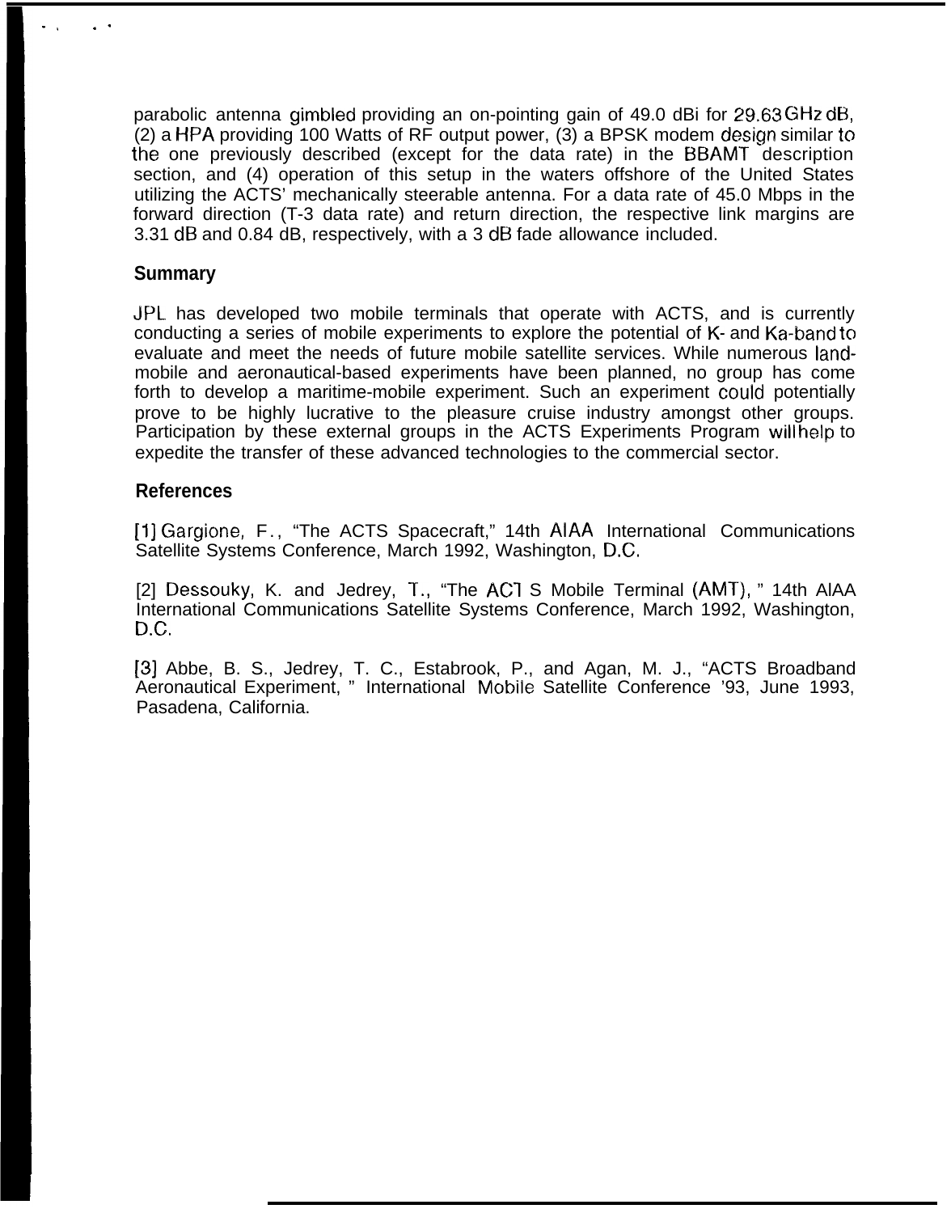parabolic antenna gimbled providing an on-pointing gain of 49.0 dBi for 29.63 GHz dB, (2) a HPA providing 100 Watts of RF output power, (3) a BPSK modem design similar to the one previously described (except for the data rate) in the BBAMT description section, and (4) operation of this setup in the waters offshore of the United States utilizing the ACTS' mechanically steerable antenna. For a data rate of 45.0 Mbps in the forward direction (T-3 data rate) and return direction, the respective link margins are 3.31 dB and 0.84 dB, respectively, with a 3 dB fade allowance included.

## Summary

JPL has developed two mobile terminals that operate with ACTS, and is currently conducting a series of mobile experiments to explore the potential of K- and Ka-band to evaluate and meet the needs of future mobile satellite services. While numerous land-mobile and aeronautical-based experiments have been planned, no group has come forth to develop a maritime-mobile experiment. Such an experiment could potentially prove to be highly lucrative to the pleasure cruise industry amongst other groups. Participation by these external groups in the ACTS Experiments Program will help to expedite the transfer of these advanced technologies to the commercial sector.

## References

[1] Gargione, F., "The ACTS Spacecraft," 14th AIAA International Communications Satellite Systems Conference, March 1992, Washington, D.C.

[2] Dessouky, K. and Jedrey, T., "The ACTS Mobile Terminal (AMT), " 14th AIAA International Communications Satellite Systems Conference, March 1992, Washington, D.C.

[3] Abbe, B. S., Jedrey, T. C., Estabrook, P., and Agan, M. J., "ACTS Broadband Aeronautical Experiment, " International Mobile Satellite Conference '93, June 1993, Pasadena, California.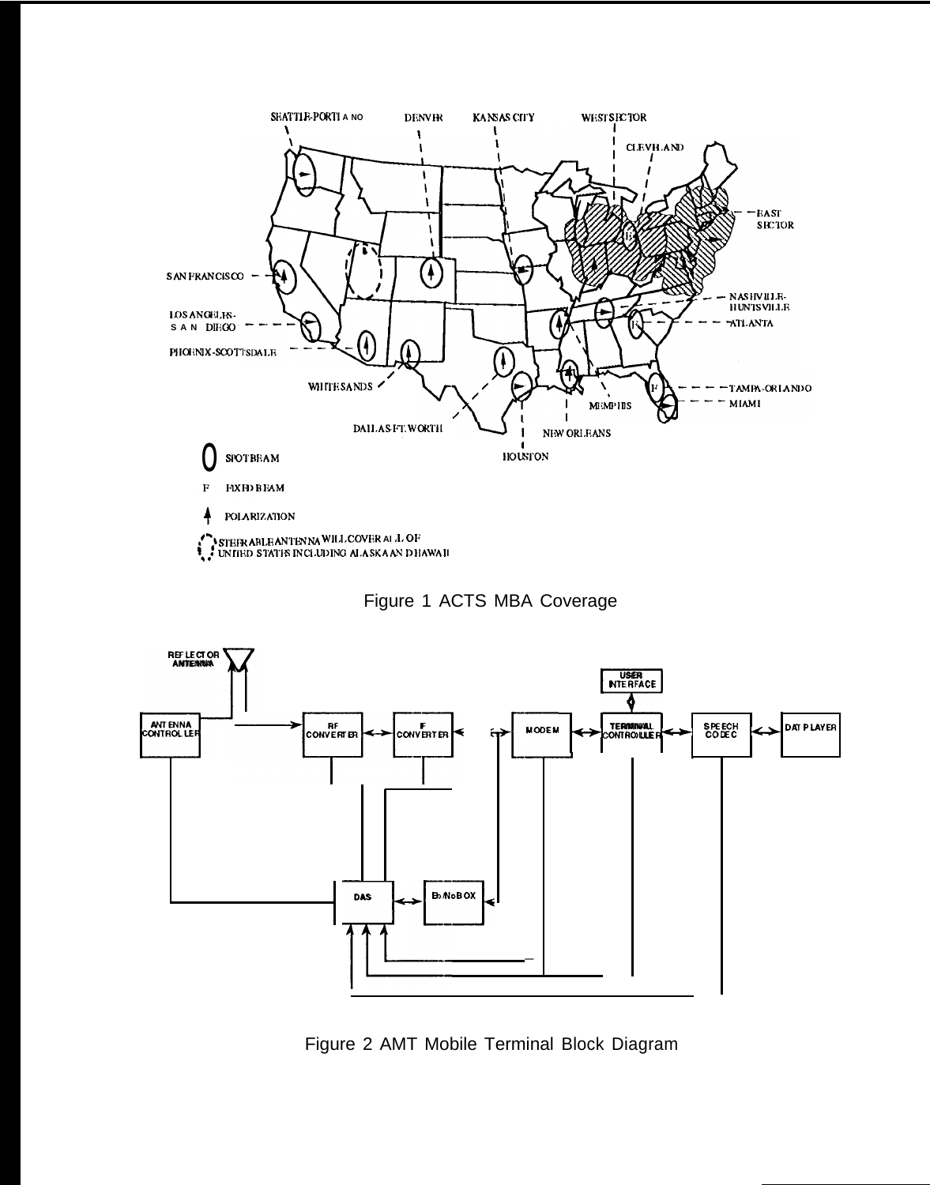Figure 1 ACTS MBA Coverage

Figure 2 AMT Mobile Terminal Block Diagram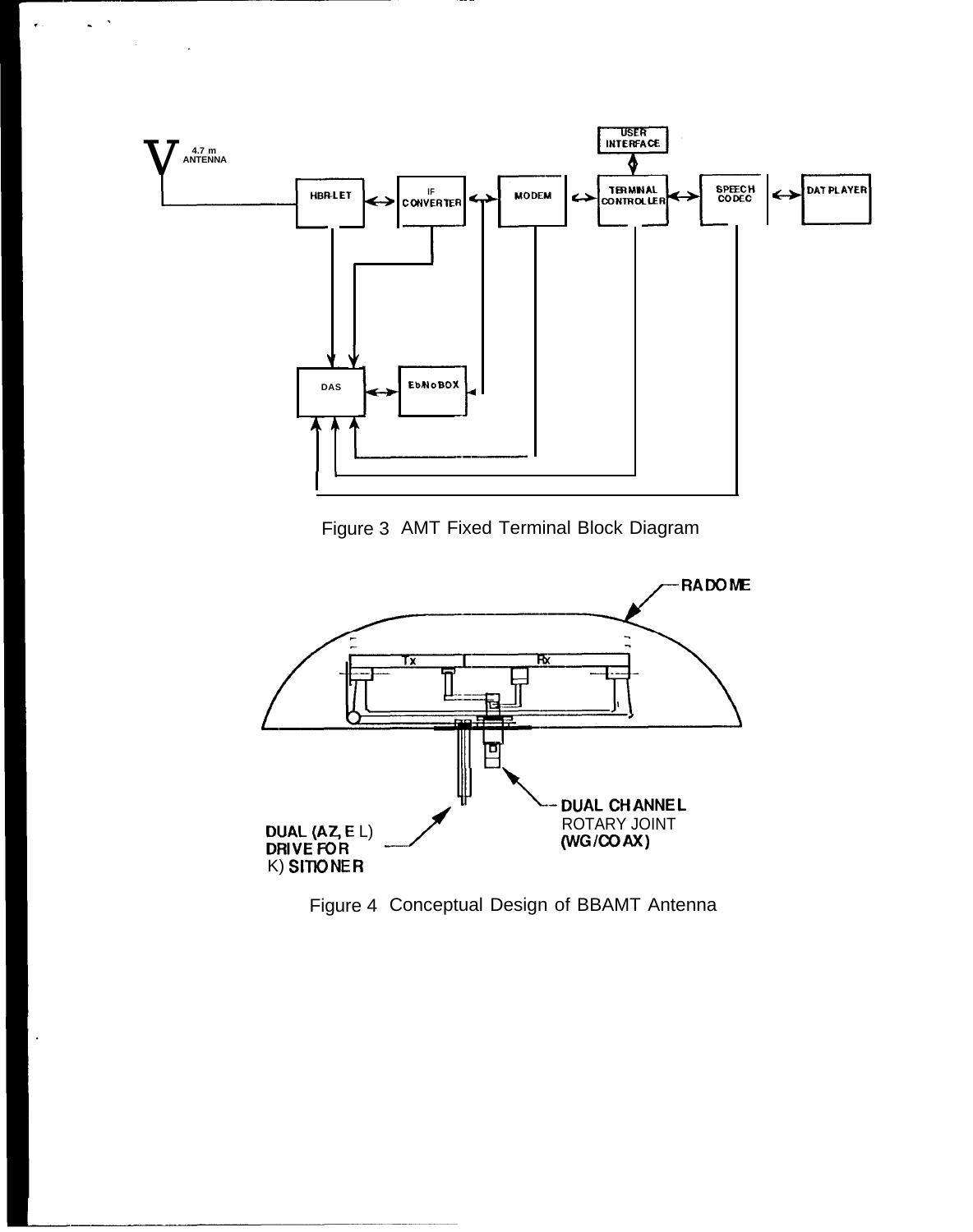Figure 3 AMT Fixed Terminal Block Diagram

Figure 4 Conceptual Design of BBAMT Antenna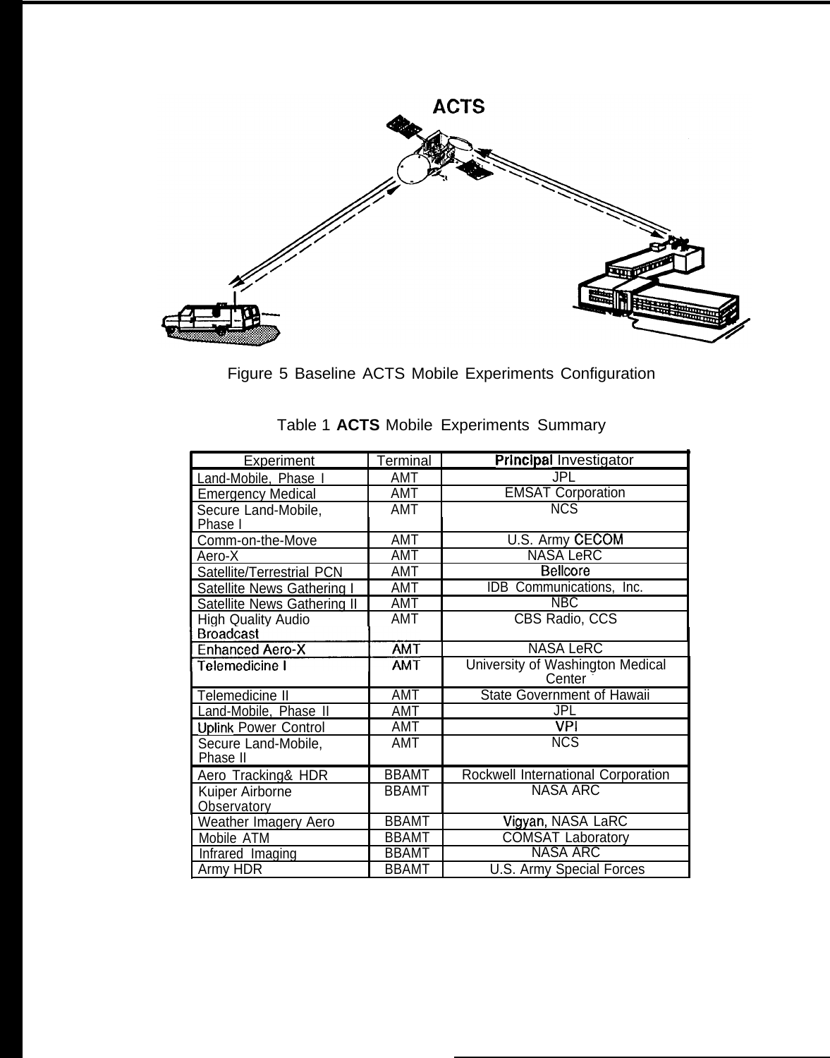Figure 5 Baseline ACTS Mobile Experiments Configuration

Table 1 **ACTS** Mobile Experiments Summary

| Experiment | Terminal | Principal Investigator |
|---|---|---|
| Land-Mobile, Phase I | AMT | JPL |
| Emergency Medical | AMT | EMSAT Corporation |
| Secure Land-Mobile, Phase I | AMT | NCS |
| Comm-on-the-Move | AMT | U.S. Army CECOM |
| Aero-X | AMT | NASA LeRC |
| Satellite/Terrestrial PCN | AMT | Bellcore |
| Satellite News Gathering I | AMT | IDB Communications, Inc. |
| Satellite News Gathering II | AMT | NBC |
| High Quality Audio Broadcast | AMT | CBS Radio, CCS |
| Enhanced Aero-X | AMT | NASA LeRC |
| Telemedicine I | AMT | University of Washington Medical Center |
| Telemedicine II | AMT | State Government of Hawaii |
| Land-Mobile, Phase II | AMT | JPL |
| Uplink Power Control | AMT | VPI |
| Secure Land-Mobile, Phase II | AMT | NCS |
| Aero Tracking& HDR | BBAMT | Rockwell International Corporation |
| Kuiper Airborne Observatory | BBAMT | NASA ARC |
| Weather Imagery Aero | BBAMT | Vigyan, NASA LaRC |
| Mobile ATM | BBAMT | COMSAT Laboratory |
| Infrared Imaging | BBAMT | NASA ARC |
| Army HDR | BBAMT | U.S. Army Special Forces |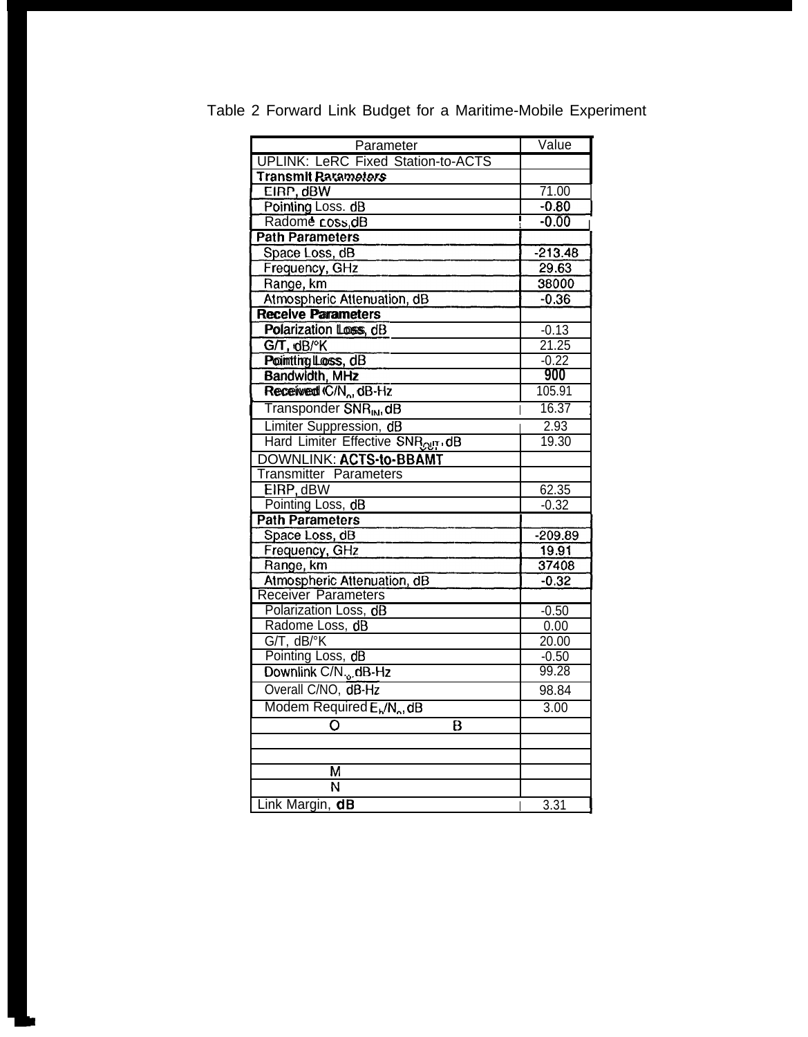Table 2 Forward Link Budget for a Maritime-Mobile Experiment

| Parameter | Value |
|---|---|
| UPLINK: LeRC Fixed Station-to-ACTS | |
| **Transmit Parameters** | |
| EIRP, dBW | 71.00 |
| Pointing Loss, dB | -0.80 |
| Radome Loss, dB | -0.00 |
| **Path Parameters** | |
| Space Loss, dB | -213.48 |
| Frequency, GHz | 29.63 |
| Range, km | 38000 |
| Atmospheric Attenuation, dB | -0.36 |
| **Receive Parameters** | |
| Polarization Loss, dB | -0.13 |
| G/T, dB/°K | 21.25 |
| Pointing Loss, dB | -0.22 |
| Bandwidth, MHz | 900 |
| Received $C/N_o$, dB-Hz | 105.91 |
| Transponder $SNR_{IN}$, dB | 16.37 |
| Limiter Suppression, dB | 2.93 |
| Hard Limiter Effective $SNR_{OUT}$, dB | 19.30 |
| DOWNLINK: ACTS-to-BBAMT | |
| Transmitter Parameters | |
| EIRP, dBW | 62.35 |
| Pointing Loss, dB | -0.32 |
| **Path Parameters** | |
| Space Loss, dB | -209.89 |
| Frequency, GHz | 19.91 |
| Range, km | 37408 |
| Atmospheric Attenuation, dB | -0.32 |
| Receiver Parameters | |
| Polarization Loss, dB | -0.50 |
| Radome Loss, dB | 0.00 |
| G/T, dB/°K | 20.00 |
| Pointing Loss, dB | -0.50 |
| Downlink $C/N_o$, dB-Hz | 99.28 |
| Overall C/NO, dB-Hz | 98.84 |
| Modem Required $E_b/N_o$, dB | 3.00 |
| O B | |
| | |
| | |
| M | |
| N | |
| Link Margin, dB | 3.31 |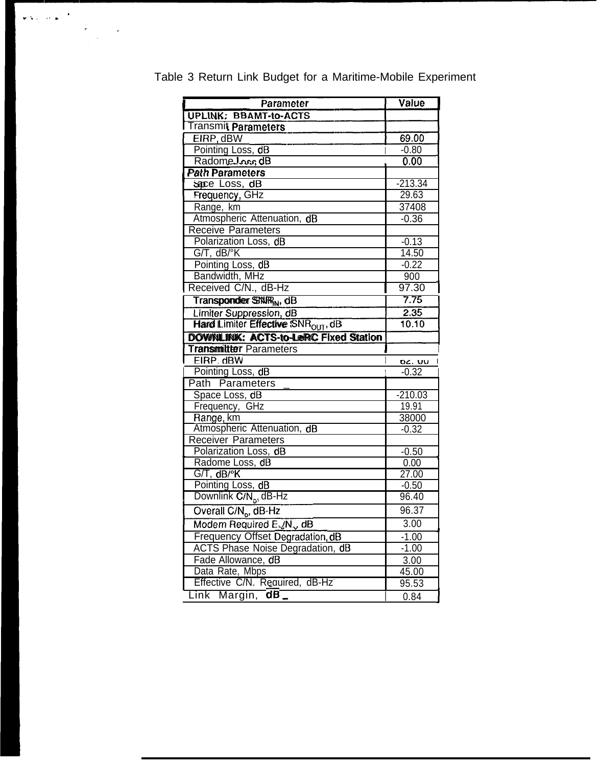Table 3 Return Link Budget for a Maritime-Mobile Experiment

| Parameter | Value |
|---|---|
| **UPLINK: BBAMT-to-ACTS** | |
| Transmit Parameters | |
| EIRP, dBW | 69.00 |
| Pointing Loss, dB | -0.80 |
| Radome Loss, dB | 0.00 |
| *Path Parameters* | |
| Space Loss, dB | -213.34 |
| Frequency, GHz | 29.63 |
| Range, km | 37408 |
| Atmospheric Attenuation, dB | -0.36 |
| Receive Parameters | |
| Polarization Loss, dB | -0.13 |
| G/T, dB/°K | 14.50 |
| Pointing Loss, dB | -0.22 |
| Bandwidth, MHz | 900 |
| Received C/N., dB-Hz | 97.30 |
| Transponder $SNR_{IN}$, dB | 7.75 |
| Limiter Suppression, dB | 2.35 |
| Hard Limiter Effective $SNR_{OUT}$, dB | 10.10 |
| **DOWNLINK: ACTS-to-LeRC Fixed Station** | |
| Transmitter Parameters | |
| EIRP, dBW | 62.00 |
| Pointing Loss, dB | -0.32 |
| Path Parameters | |
| Space Loss, dB | -210.03 |
| Frequency, GHz | 19.91 |
| Range, km | 38000 |
| Atmospheric Attenuation, dB | -0.32 |
| Receiver Parameters | |
| Polarization Loss, dB | -0.50 |
| Radome Loss, dB | 0.00 |
| G/T, dB/°K | 27.00 |
| Pointing Loss, dB | -0.50 |
| Downlink $C/N_o$, dB-Hz | 96.40 |
| Overall $C/N_o$, dB-Hz | 96.37 |
| Modem Required $E_b/N_o$, dB | 3.00 |
| Frequency Offset Degradation, dB | -1.00 |
| ACTS Phase Noise Degradation, dB | -1.00 |
| Fade Allowance, dB | 3.00 |
| Data Rate, Mbps | 45.00 |
| Effective C/N. Required, dB-Hz | 95.53 |
| Link Margin, dB | 0.84 |